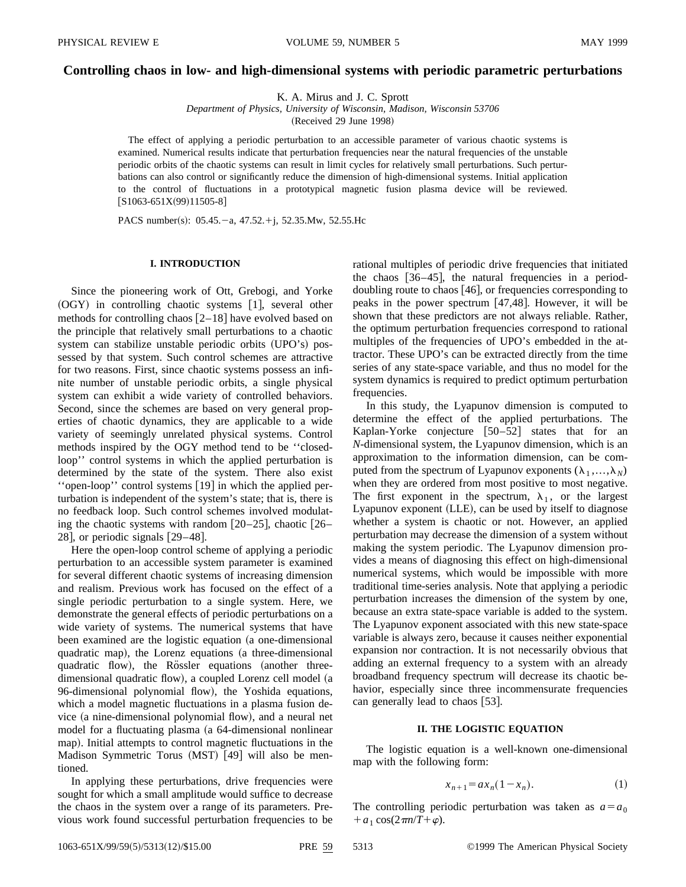# Controlling chaos in low- and high-dimensional systems with periodic parametric perturbations

K. A. Mirus and J. C. Sprott

*Department of Physics, University of Wisconsin, Madison, Wisconsin 53706*

(Received 29 June 1998)

The effect of applying a periodic perturbation to an accessible parameter of various chaotic systems is examined. Numerical results indicate that perturbation frequencies near the natural frequencies of the unstable periodic orbits of the chaotic systems can result in limit cycles for relatively small perturbations. Such perturbations can also control or significantly reduce the dimension of high-dimensional systems. Initial application to the control of fluctuations in a prototypical magnetic fusion plasma device will be reviewed. [S1063-651X(99)11505-8]

PACS number(s): 05.45.−a, 47.52.+j, 52.35.Mw, 52.55.Hc

## I. INTRODUCTION

Since the pioneering work of Ott, Grebogi, and Yorke (OGY) in controlling chaotic systems [1], several other methods for controlling chaos [2–18] have evolved based on the principle that relatively small perturbations to a chaotic system can stabilize unstable periodic orbits (UPO's) possessed by that system. Such control schemes are attractive for two reasons. First, since chaotic systems possess an infinite number of unstable periodic orbits, a single physical system can exhibit a wide variety of controlled behaviors. Second, since the schemes are based on very general properties of chaotic dynamics, they are applicable to a wide variety of seemingly unrelated physical systems. Control methods inspired by the OGY method tend to be "closed-loop" control systems in which the applied perturbation is determined by the state of the system. There also exist "open-loop" control systems [19] in which the applied perturbation is independent of the system's state; that is, there is no feedback loop. Such control schemes involved modulating the chaotic systems with random [20–25], chaotic [26–28], or periodic signals [29–48].

Here the open-loop control scheme of applying a periodic perturbation to an accessible system parameter is examined for several different chaotic systems of increasing dimension and realism. Previous work has focused on the effect of a single periodic perturbation to a single system. Here, we demonstrate the general effects of periodic perturbations on a wide variety of systems. The numerical systems that have been examined are the logistic equation (a one-dimensional quadratic map), the Lorenz equations (a three-dimensional quadratic flow), the Rössler equations (another three-dimensional quadratic flow), a coupled Lorenz cell model (a 96-dimensional polynomial flow), the Yoshida equations, which a model magnetic fluctuations in a plasma fusion device (a nine-dimensional polynomial flow), and a neural net model for a fluctuating plasma (a 64-dimensional nonlinear map). Initial attempts to control magnetic fluctuations in the Madison Symmetric Torus (MST) [49] will also be mentioned.

In applying these perturbations, drive frequencies were sought for which a small amplitude would suffice to decrease the chaos in the system over a range of its parameters. Previous work found successful perturbation frequencies to be rational multiples of periodic drive frequencies that initiated the chaos [36–45], the natural frequencies in a period-doubling route to chaos [46], or frequencies corresponding to peaks in the power spectrum [47,48]. However, it will be shown that these predictors are not always reliable. Rather, the optimum perturbation frequencies correspond to rational multiples of the frequencies of UPO's embedded in the attractor. These UPO's can be extracted directly from the time series of any state-space variable, and thus no model for the system dynamics is required to predict optimum perturbation frequencies.

In this study, the Lyapunov dimension is computed to determine the effect of the applied perturbations. The Kaplan-Yorke conjecture [50–52] states that for an $N$-dimensional system, the Lyapunov dimension, which is an approximation to the information dimension, can be computed from the spectrum of Lyapunov exponents $(\lambda_1,\ldots,\lambda_N)$ when they are ordered from most positive to most negative. The first exponent in the spectrum, $\lambda_1$, or the largest Lyapunov exponent (LLE), can be used by itself to diagnose whether a system is chaotic or not. However, an applied perturbation may decrease the dimension of a system without making the system periodic. The Lyapunov dimension provides a means of diagnosing this effect on high-dimensional numerical systems, which would be impossible with more traditional time-series analysis. Note that applying a periodic perturbation increases the dimension of the system by one, because an extra state-space variable is added to the system. The Lyapunov exponent associated with this new state-space variable is always zero, because it causes neither exponential expansion nor contraction. It is not necessarily obvious that adding an external frequency to a system with an already broadband frequency spectrum will decrease its chaotic behavior, especially since three incommensurate frequencies can generally lead to chaos [53].

## II. THE LOGISTIC EQUATION

The logistic equation is a well-known one-dimensional map with the following form:

$$x_{n+1} = a x_n (1 - x_n). \tag{1}$$

The controlling periodic perturbation was taken as $a = a_0 + a_1 \cos(2\pi n/T + \varphi)$.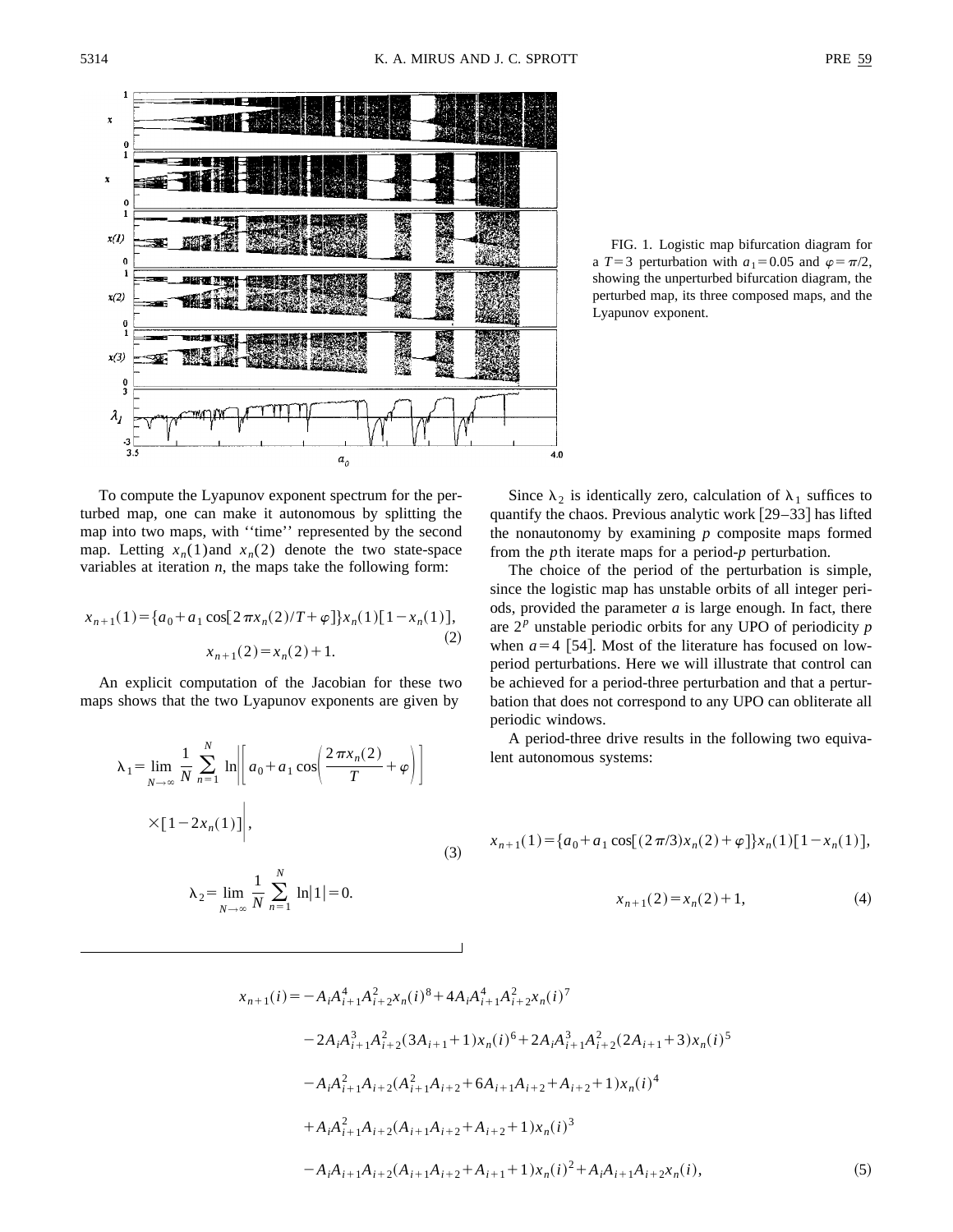FIG. 1. Logistic map bifurcation diagram for a $T=3$ perturbation with $a_1=0.05$ and $\varphi=\pi/2$, showing the unperturbed bifurcation diagram, the perturbed map, its three composed maps, and the Lyapunov exponent.

To compute the Lyapunov exponent spectrum for the perturbed map, one can make it autonomous by splitting the map into two maps, with ''time'' represented by the second map. Letting $x_n(1)$ and $x_n(2)$ denote the two state-space variables at iteration $n$, the maps take the following form:

$$x_{n+1}(1)=\{a_0+a_1\cos[2\pi x_n(2)/T+\varphi]\}x_n(1)[1-x_n(1)],$$
$$x_{n+1}(2)=x_n(2)+1. \tag{2}$$

An explicit computation of the Jacobian for these two maps shows that the two Lyapunov exponents are given by

$$\lambda_1=\lim_{N\to\infty}\frac{1}{N}\sum_{n=1}^{N}\ln\left|\left[a_0+a_1\cos\left(\frac{2\pi x_n(2)}{T}+\varphi\right)\right]\times[1-2x_n(1)]\right|,$$
$$\lambda_2=\lim_{N\to\infty}\frac{1}{N}\sum_{n=1}^{N}\ln|1|=0. \tag{3}$$

Since $\lambda_2$ is identically zero, calculation of $\lambda_1$ suffices to quantify the chaos. Previous analytic work [29–33] has lifted the nonautonomy by examining $p$ composite maps formed from the $p$th iterate maps for a period-$p$ perturbation.

The choice of the period of the perturbation is simple, since the logistic map has unstable orbits of all integer periods, provided the parameter $a$ is large enough. In fact, there are $2^p$ unstable periodic orbits for any UPO of periodicity $p$ when $a=4$ [54]. Most of the literature has focused on low-period perturbations. Here we will illustrate that control can be achieved for a period-three perturbation and that a perturbation that does not correspond to any UPO can obliterate all periodic windows.

A period-three drive results in the following two equivalent autonomous systems:

$$x_{n+1}(1)=\{a_0+a_1\cos[(2\pi/3)x_n(2)+\varphi]\}x_n(1)[1-x_n(1)],$$

$$x_{n+1}(2)=x_n(2)+1, \tag{4}$$

$$\begin{aligned}x_{n+1}(i)=&-A_iA_{i+1}^4A_{i+2}^2x_n(i)^8+4A_iA_{i+1}^4A_{i+2}^2x_n(i)^7\\&-2A_iA_{i+1}^3A_{i+2}^2(3A_{i+1}+1)x_n(i)^6+2A_iA_{i+1}^3A_{i+2}^2(2A_{i+1}+3)x_n(i)^5\\&-A_iA_{i+1}^2A_{i+2}(A_{i+1}^2A_{i+2}+6A_{i+1}A_{i+2}+A_{i+2}+1)x_n(i)^4\\&+A_iA_{i+1}^2A_{i+2}(A_{i+1}A_{i+2}+A_{i+2}+1)x_n(i)^3\\&-A_iA_{i+1}A_{i+2}(A_{i+1}A_{i+2}+A_{i+1}+1)x_n(i)^2+A_iA_{i+1}A_{i+2}x_n(i),\end{aligned} \tag{5}$$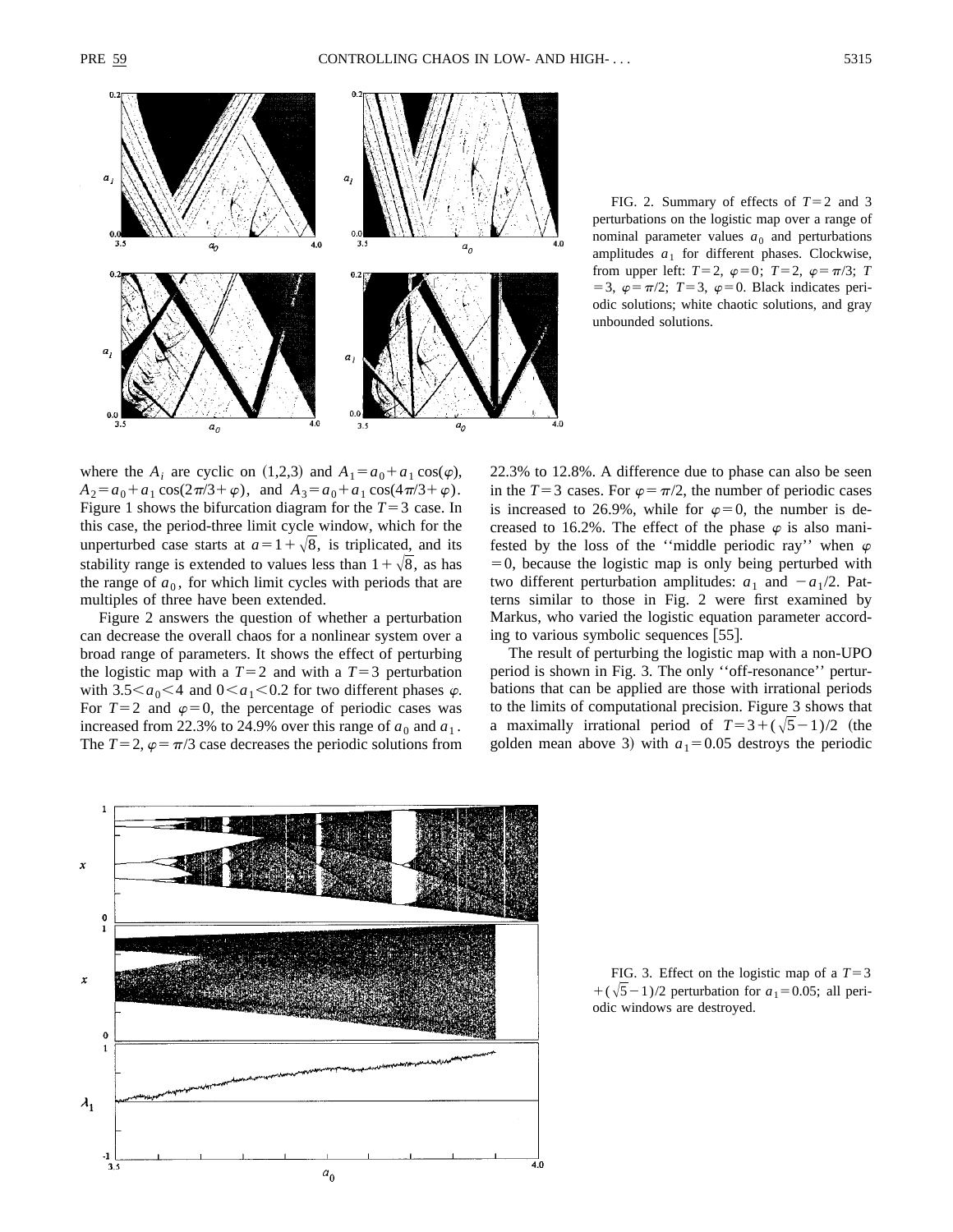FIG. 2. Summary of effects of $T=2$ and 3 perturbations on the logistic map over a range of nominal parameter values $a_0$ and perturbations amplitudes $a_1$ for different phases. Clockwise, from upper left: $T=2$, $\varphi=0$; $T=2$, $\varphi=\pi/3$; $T=3$, $\varphi=\pi/2$; $T=3$, $\varphi=0$. Black indicates periodic solutions; white chaotic solutions, and gray unbounded solutions.

where the $A_i$ are cyclic on (1,2,3) and $A_1=a_0+a_1\cos(\varphi)$, $A_2=a_0+a_1\cos(2\pi/3+\varphi)$, and $A_3=a_0+a_1\cos(4\pi/3+\varphi)$. Figure 1 shows the bifurcation diagram for the $T=3$ case. In this case, the period-three limit cycle window, which for the unperturbed case starts at $a=1+\sqrt{8}$, is triplicated, and its stability range is extended to values less than $1+\sqrt{8}$, as has the range of $a_0$, for which limit cycles with periods that are multiples of three have been extended.

Figure 2 answers the question of whether a perturbation can decrease the overall chaos for a nonlinear system over a broad range of parameters. It shows the effect of perturbing the logistic map with a $T=2$ and with a $T=3$ perturbation with $3.5<a_0<4$ and $0<a_1<0.2$ for two different phases $\varphi$. For $T=2$ and $\varphi=0$, the percentage of periodic cases was increased from 22.3% to 24.9% over this range of $a_0$ and $a_1$. The $T=2$, $\varphi=\pi/3$ case decreases the periodic solutions from 22.3% to 12.8%. A difference due to phase can also be seen in the $T=3$ cases. For $\varphi=\pi/2$, the number of periodic cases is increased to 26.9%, while for $\varphi=0$, the number is decreased to 16.2%. The effect of the phase $\varphi$ is also manifested by the loss of the "middle periodic ray" when $\varphi=0$, because the logistic map is only being perturbed with two different perturbation amplitudes: $a_1$ and $-a_1/2$. Patterns similar to those in Fig. 2 were first examined by Markus, who varied the logistic equation parameter according to various symbolic sequences [55].

The result of perturbing the logistic map with a non-UPO period is shown in Fig. 3. The only "off-resonance" perturbations that can be applied are those with irrational periods to the limits of computational precision. Figure 3 shows that a maximally irrational period of $T=3+(\sqrt{5}-1)/2$ (the golden mean above 3) with $a_1=0.05$ destroys the periodic

FIG. 3. Effect on the logistic map of a $T=3+(\sqrt{5}-1)/2$ perturbation for $a_1=0.05$; all periodic windows are destroyed.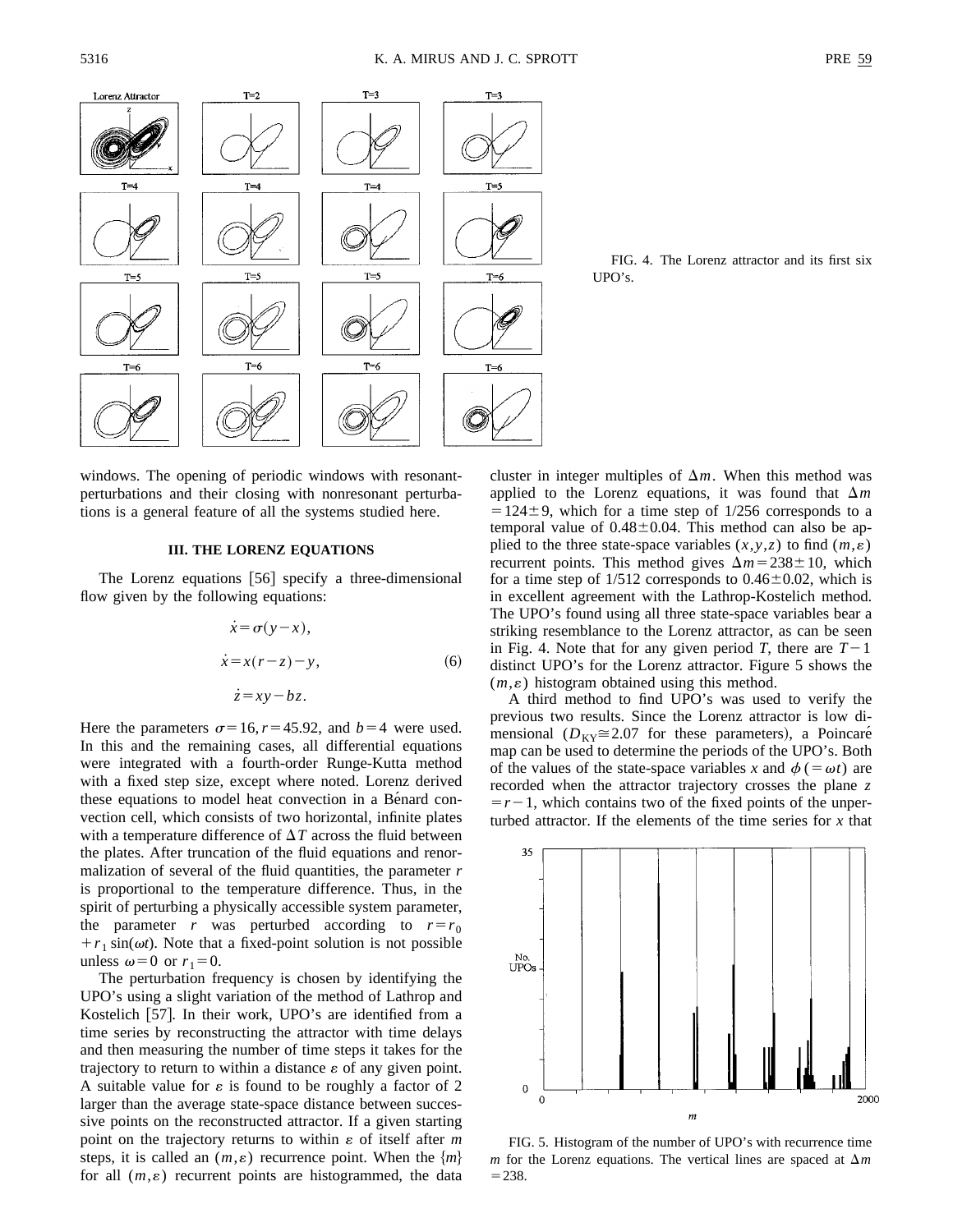FIG. 4. The Lorenz attractor and its first six UPO's.

windows. The opening of periodic windows with resonant-perturbations and their closing with nonresonant perturbations is a general feature of all the systems studied here.

### III. THE LORENZ EQUATIONS

The Lorenz equations [56] specify a three-dimensional flow given by the following equations:

$$\dot{x}=\sigma(y-x),$$

$$\dot{x}=x(r-z)-y, \tag{6}$$

$$\dot{z}=xy-bz.$$

Here the parameters $\sigma=16, r=45.92$, and $b=4$ were used. In this and the remaining cases, all differential equations were integrated with a fourth-order Runge-Kutta method with a fixed step size, except where noted. Lorenz derived these equations to model heat convection in a Bénard convection cell, which consists of two horizontal, infinite plates with a temperature difference of $\Delta T$ across the fluid between the plates. After truncation of the fluid equations and renormalization of several of the fluid quantities, the parameter $r$ is proportional to the temperature difference. Thus, in the spirit of perturbing a physically accessible system parameter, the parameter $r$ was perturbed according to $r=r_0+r_1\sin(\omega t)$. Note that a fixed-point solution is not possible unless $\omega=0$ or $r_1=0$.

The perturbation frequency is chosen by identifying the UPO's using a slight variation of the method of Lathrop and Kostelich [57]. In their work, UPO's are identified from a time series by reconstructing the attractor with time delays and then measuring the number of time steps it takes for the trajectory to return to within a distance $\varepsilon$ of any given point. A suitable value for $\varepsilon$ is found to be roughly a factor of 2 larger than the average state-space distance between successive points on the reconstructed attractor. If a given starting point on the trajectory returns to within $\varepsilon$ of itself after $m$ steps, it is called an $(m,\varepsilon)$ recurrence point. When the $\{m\}$ for all $(m,\varepsilon)$ recurrent points are histogrammed, the data cluster in integer multiples of $\Delta m$. When this method was applied to the Lorenz equations, it was found that $\Delta m=124\pm9$, which for a time step of 1/256 corresponds to a temporal value of $0.48\pm0.04$. This method can also be applied to the three state-space variables $(x,y,z)$ to find $(m,\varepsilon)$ recurrent points. This method gives $\Delta m=238\pm10$, which for a time step of 1/512 corresponds to $0.46\pm0.02$, which is in excellent agreement with the Lathrop-Kostelich method. The UPO's found using all three state-space variables bear a striking resemblance to the Lorenz attractor, as can be seen in Fig. 4. Note that for any given period $T$, there are $T-1$ distinct UPO's for the Lorenz attractor. Figure 5 shows the $(m,\varepsilon)$ histogram obtained using this method.

A third method to find UPO's was used to verify the previous two results. Since the Lorenz attractor is low dimensional ($D_{\mathrm{KY}}\cong2.07$ for these parameters), a Poincaré map can be used to determine the periods of the UPO's. Both of the values of the state-space variables $x$ and $\phi\,(=\omega t)$ are recorded when the attractor trajectory crosses the plane $z=r-1$, which contains two of the fixed points of the unperturbed attractor. If the elements of the time series for $x$ that

FIG. 5. Histogram of the number of UPO's with recurrence time $m$ for the Lorenz equations. The vertical lines are spaced at $\Delta m=238$.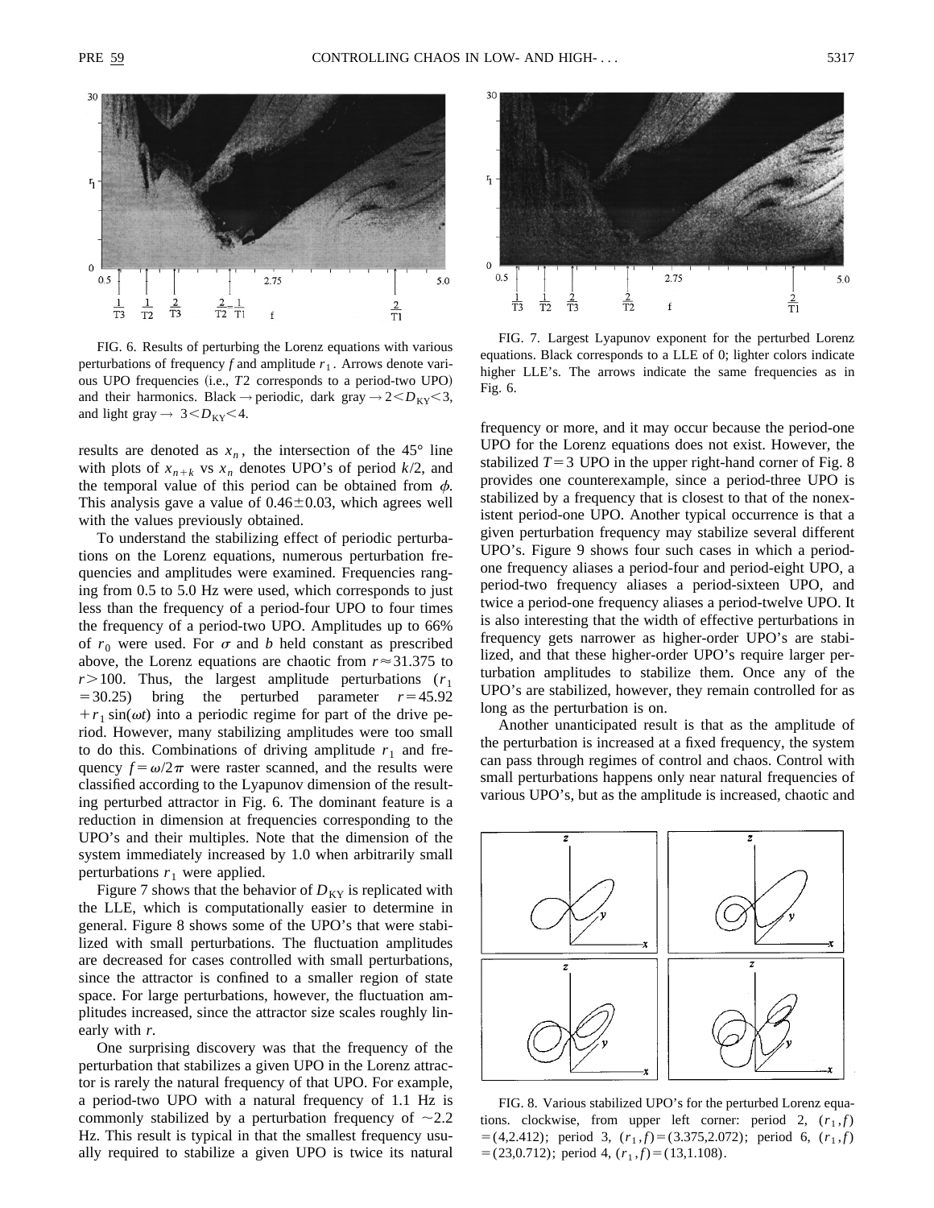FIG. 6. Results of perturbing the Lorenz equations with various perturbations of frequency $f$ and amplitude $r_1$. Arrows denote various UPO frequencies (i.e., $T2$ corresponds to a period-two UPO) and their harmonics. Black → periodic, dark gray → $2<D_{KY}<3$, and light gray → $3<D_{KY}<4$.

FIG. 7. Largest Lyapunov exponent for the perturbed Lorenz equations. Black corresponds to a LLE of 0; lighter colors indicate higher LLE's. The arrows indicate the same frequencies as in Fig. 6.

results are denoted as $x_n$, the intersection of the 45° line with plots of $x_{n+k}$ vs $x_n$ denotes UPO's of period $k/2$, and the temporal value of this period can be obtained from $\phi$. This analysis gave a value of $0.46\pm0.03$, which agrees well with the values previously obtained.

To understand the stabilizing effect of periodic perturbations on the Lorenz equations, numerous perturbation frequencies and amplitudes were examined. Frequencies ranging from 0.5 to 5.0 Hz were used, which corresponds to just less than the frequency of a period-four UPO to four times the frequency of a period-two UPO. Amplitudes up to 66% of $r_0$ were used. For $\sigma$ and $b$ held constant as prescribed above, the Lorenz equations are chaotic from $r\approx31.375$ to $r>100$. Thus, the largest amplitude perturbations ($r_1=30.25$) bring the perturbed parameter $r=45.92+r_1\sin(\omega t)$ into a periodic regime for part of the drive period. However, many stabilizing amplitudes were too small to do this. Combinations of driving amplitude $r_1$ and frequency $f=\omega/2\pi$ were raster scanned, and the results were classified according to the Lyapunov dimension of the resulting perturbed attractor in Fig. 6. The dominant feature is a reduction in dimension at frequencies corresponding to the UPO's and their multiples. Note that the dimension of the system immediately increased by 1.0 when arbitrarily small perturbations $r_1$ were applied.

Figure 7 shows that the behavior of $D_{KY}$ is replicated with the LLE, which is computationally easier to determine in general. Figure 8 shows some of the UPO's that were stabilized with small perturbations. The fluctuation amplitudes are decreased for cases controlled with small perturbations, since the attractor is confined to a smaller region of state space. For large perturbations, however, the fluctuation amplitudes increased, since the attractor size scales roughly linearly with $r$.

One surprising discovery was that the frequency of the perturbation that stabilizes a given UPO in the Lorenz attractor is rarely the natural frequency of that UPO. For example, a period-two UPO with a natural frequency of 1.1 Hz is commonly stabilized by a perturbation frequency of ~2.2 Hz. This result is typical in that the smallest frequency usually required to stabilize a given UPO is twice its natural frequency or more, and it may occur because the period-one UPO for the Lorenz equations does not exist. However, the stabilized $T=3$ UPO in the upper right-hand corner of Fig. 8 provides one counterexample, since a period-three UPO is stabilized by a frequency that is closest to that of the nonexistent period-one UPO. Another typical occurrence is that a given perturbation frequency may stabilize several different UPO's. Figure 9 shows four such cases in which a period-one frequency aliases a period-four and period-eight UPO, a period-two frequency aliases a period-sixteen UPO, and twice a period-one frequency aliases a period-twelve UPO. It is also interesting that the width of effective perturbations in frequency gets narrower as higher-order UPO's are stabilized, and that these higher-order UPO's require larger perturbation amplitudes to stabilize them. Once any of the UPO's are stabilized, however, they remain controlled for as long as the perturbation is on.

Another unanticipated result is that as the amplitude of the perturbation is increased at a fixed frequency, the system can pass through regimes of control and chaos. Control with small perturbations happens only near natural frequencies of various UPO's, but as the amplitude is increased, chaotic and

FIG. 8. Various stabilized UPO's for the perturbed Lorenz equations. clockwise, from upper left corner: period 2, $(r_1,f)=(4,2.412)$; period 3, $(r_1,f)=(3.375,2.072)$; period 6, $(r_1,f)=(23,0.712)$; period 4, $(r_1,f)=(13,1.108)$.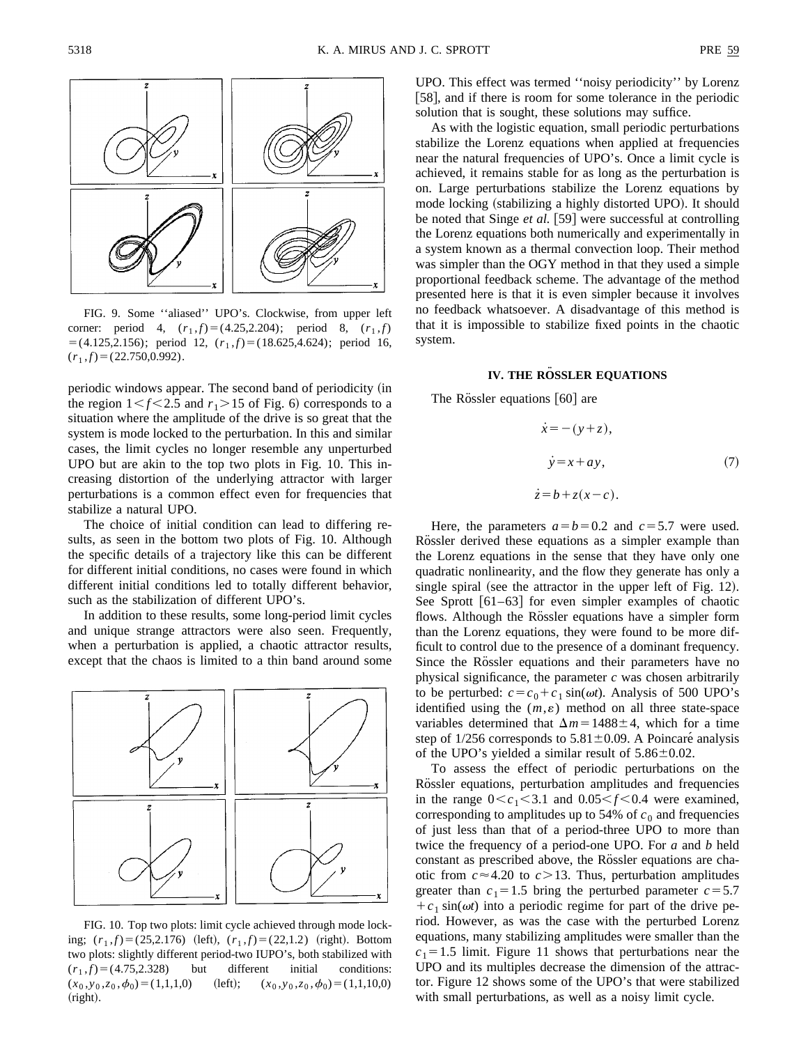FIG. 9. Some ''aliased'' UPO's. Clockwise, from upper left corner: period 4, $(r_1, f) = (4.25, 2.204)$; period 8, $(r_1, f) = (4.125, 2.156)$; period 12, $(r_1, f) = (18.625, 4.624)$; period 16, $(r_1, f) = (22.750, 0.992)$.

periodic windows appear. The second band of periodicity (in the region $1 < f < 2.5$ and $r_1 > 15$ of Fig. 6) corresponds to a situation where the amplitude of the drive is so great that the system is mode locked to the perturbation. In this and similar cases, the limit cycles no longer resemble any unperturbed UPO but are akin to the top two plots in Fig. 10. This increasing distortion of the underlying attractor with larger perturbations is a common effect even for frequencies that stabilize a natural UPO.

The choice of initial condition can lead to differing results, as seen in the bottom two plots of Fig. 10. Although the specific details of a trajectory like this can be different for different initial conditions, no cases were found in which different initial conditions led to totally different behavior, such as the stabilization of different UPO's.

In addition to these results, some long-period limit cycles and unique strange attractors were also seen. Frequently, when a perturbation is applied, a chaotic attractor results, except that the chaos is limited to a thin band around some UPO. This effect was termed ''noisy periodicity'' by Lorenz [58], and if there is room for some tolerance in the periodic solution that is sought, these solutions may suffice.

FIG. 10. Top two plots: limit cycle achieved through mode locking; $(r_1, f) = (25, 2.176)$ (left), $(r_1, f) = (22, 1.2)$ (right). Bottom two plots: slightly different period-two IUPO's, both stabilized with $(r_1, f) = (4.75, 2.328)$ but different initial conditions: $(x_0, y_0, z_0, \phi_0) = (1,1,1,0)$ (left); $(x_0, y_0, z_0, \phi_0) = (1,1,10,0)$ (right).

As with the logistic equation, small periodic perturbations stabilize the Lorenz equations when applied at frequencies near the natural frequencies of UPO's. Once a limit cycle is achieved, it remains stable for as long as the perturbation is on. Large perturbations stabilize the Lorenz equations by mode locking (stabilizing a highly distorted UPO). It should be noted that Singe *et al.* [59] were successful at controlling the Lorenz equations both numerically and experimentally in a system known as a thermal convection loop. Their method was simpler than the OGY method in that they used a simple proportional feedback scheme. The advantage of the method presented here is that it is even simpler because it involves no feedback whatsoever. A disadvantage of this method is that it is impossible to stabilize fixed points in the chaotic system.

## IV. THE RÖSSLER EQUATIONS

The Rössler equations [60] are

$$\dot{x} = -(y+z),$$

$$\dot{y} = x + ay, \tag{7}$$

$$\dot{z} = b + z(x-c).$$

Here, the parameters $a = b = 0.2$ and $c = 5.7$ were used. Rössler derived these equations as a simpler example than the Lorenz equations in the sense that they have only one quadratic nonlinearity, and the flow they generate has only a single spiral (see the attractor in the upper left of Fig. 12). See Sprott [61–63] for even simpler examples of chaotic flows. Although the Rössler equations have a simpler form than the Lorenz equations, they were found to be more difficult to control due to the presence of a dominant frequency. Since the Rössler equations and their parameters have no physical significance, the parameter $c$ was chosen arbitrarily to be perturbed: $c = c_0 + c_1 \sin(\omega t)$. Analysis of 500 UPO's identified using the $(m, \varepsilon)$ method on all three state-space variables determined that $\Delta m = 1488 \pm 4$, which for a time step of 1/256 corresponds to $5.81 \pm 0.09$. A Poincaré analysis of the UPO's yielded a similar result of $5.86 \pm 0.02$.

To assess the effect of periodic perturbations on the Rössler equations, perturbation amplitudes and frequencies in the range $0 < c_1 < 3.1$ and $0.05 < f < 0.4$ were examined, corresponding to amplitudes up to 54% of $c_0$ and frequencies of just less than that of a period-three UPO to more than twice the frequency of a period-one UPO. For $a$ and $b$ held constant as prescribed above, the Rössler equations are chaotic from $c \approx 4.20$ to $c > 13$. Thus, perturbation amplitudes greater than $c_1 = 1.5$ bring the perturbed parameter $c = 5.7 + c_1 \sin(\omega t)$ into a periodic regime for part of the drive period. However, as was the case with the perturbed Lorenz equations, many stabilizing amplitudes were smaller than the $c_1 = 1.5$ limit. Figure 11 shows that perturbations near the UPO and its multiples decrease the dimension of the attractor. Figure 12 shows some of the UPO's that were stabilized with small perturbations, as well as a noisy limit cycle.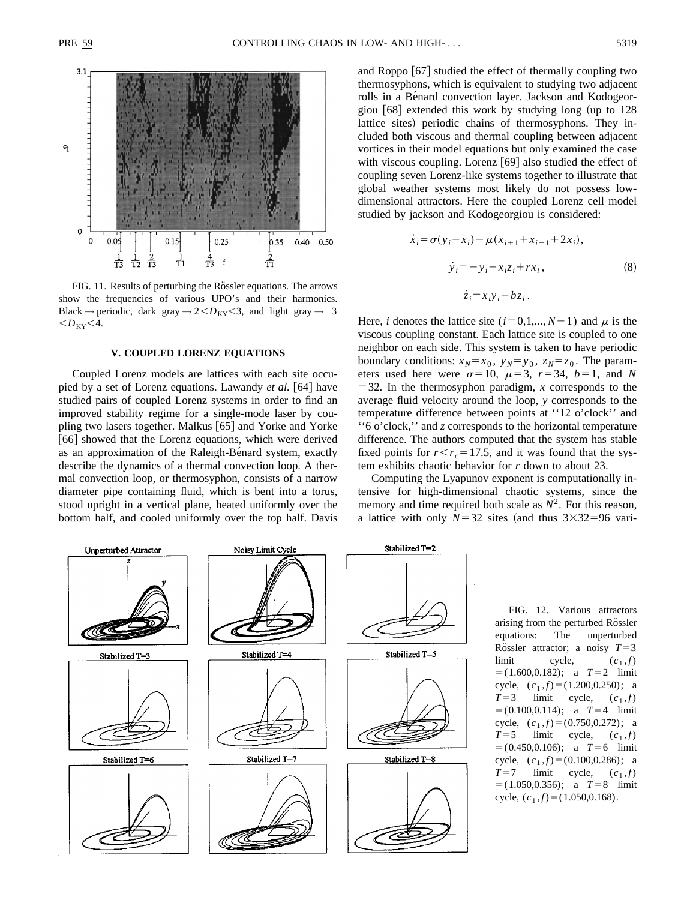FIG. 11. Results of perturbing the Rössler equations. The arrows show the frequencies of various UPO's and their harmonics. Black → periodic, dark gray → $2<D_{KY}<3$, and light gray → $3<D_{KY}<4$.

## V. COUPLED LORENZ EQUATIONS

Coupled Lorenz models are lattices with each site occupied by a set of Lorenz equations. Lawandy *et al.* [64] have studied pairs of coupled Lorenz systems in order to find an improved stability regime for a single-mode laser by coupling two lasers together. Malkus [65] and Yorke and Yorke [66] showed that the Lorenz equations, which were derived as an approximation of the Raleigh-Bénard system, exactly describe the dynamics of a thermal convection loop. A thermal convection loop, or thermosyphon, consists of a narrow diameter pipe containing fluid, which is bent into a torus, stood upright in a vertical plane, heated uniformly over the bottom half, and cooled uniformly over the top half. Davis and Roppo [67] studied the effect of thermally coupling two thermosyphons, which is equivalent to studying two adjacent rolls in a Bénard convection layer. Jackson and Kodogeorgiou [68] extended this work by studying long (up to 128 lattice sites) periodic chains of thermosyphons. They included both viscous and thermal coupling between adjacent vortices in their model equations but only examined the case with viscous coupling. Lorenz [69] also studied the effect of coupling seven Lorenz-like systems together to illustrate that global weather systems most likely do not possess low-dimensional attractors. Here the coupled Lorenz cell model studied by jackson and Kodogeorgiou is considered:

$$\begin{aligned}\dot{x}_i &= \sigma(y_i - x_i) - \mu(x_{i+1} + x_{i-1} + 2x_i),\\ \dot{y}_i &= -y_i - x_i z_i + r x_i, \\ \dot{z}_i &= x_i y_i - b z_i.\end{aligned} \tag{8}$$

Here, $i$ denotes the lattice site ($i=0,1,\ldots,N-1$) and $\mu$ is the viscous coupling constant. Each lattice site is coupled to one neighbor on each side. This system is taken to have periodic boundary conditions: $x_N = x_0$, $y_N = y_0$, $z_N = z_0$. The parameters used here were $\sigma=10$, $\mu=3$, $r=34$, $b=1$, and $N=32$. In the thermosyphon paradigm, $x$ corresponds to the average fluid velocity around the loop, $y$ corresponds to the temperature difference between points at ''12 o'clock'' and ''6 o'clock,'' and $z$ corresponds to the horizontal temperature difference. The authors computed that the system has stable fixed points for $r<r_c=17.5$, and it was found that the system exhibits chaotic behavior for $r$ down to about 23.

Computing the Lyapunov exponent is computationally intensive for high-dimensional chaotic systems, since the memory and time required both scale as $N^2$. For this reason, a lattice with only $N=32$ sites (and thus $3\times 32=96$ vari-

FIG. 12. Various attractors arising from the perturbed Rössler equations: The unperturbed Rössler attractor; a noisy $T=3$ limit cycle, $(c_1,f)=(1.600,0.182)$; a $T=2$ limit cycle, $(c_1,f)=(1.200,0.250)$; a $T=3$ limit cycle, $(c_1,f)=(0.100,0.114)$; a $T=4$ limit cycle, $(c_1,f)=(0.750,0.272)$; a $T=5$ limit cycle, $(c_1,f)=(0.450,0.106)$; a $T=6$ limit cycle, $(c_1,f)=(0.100,0.286)$; a $T=7$ limit cycle, $(c_1,f)=(1.050,0.356)$; a $T=8$ limit cycle, $(c_1,f)=(1.050,0.168)$.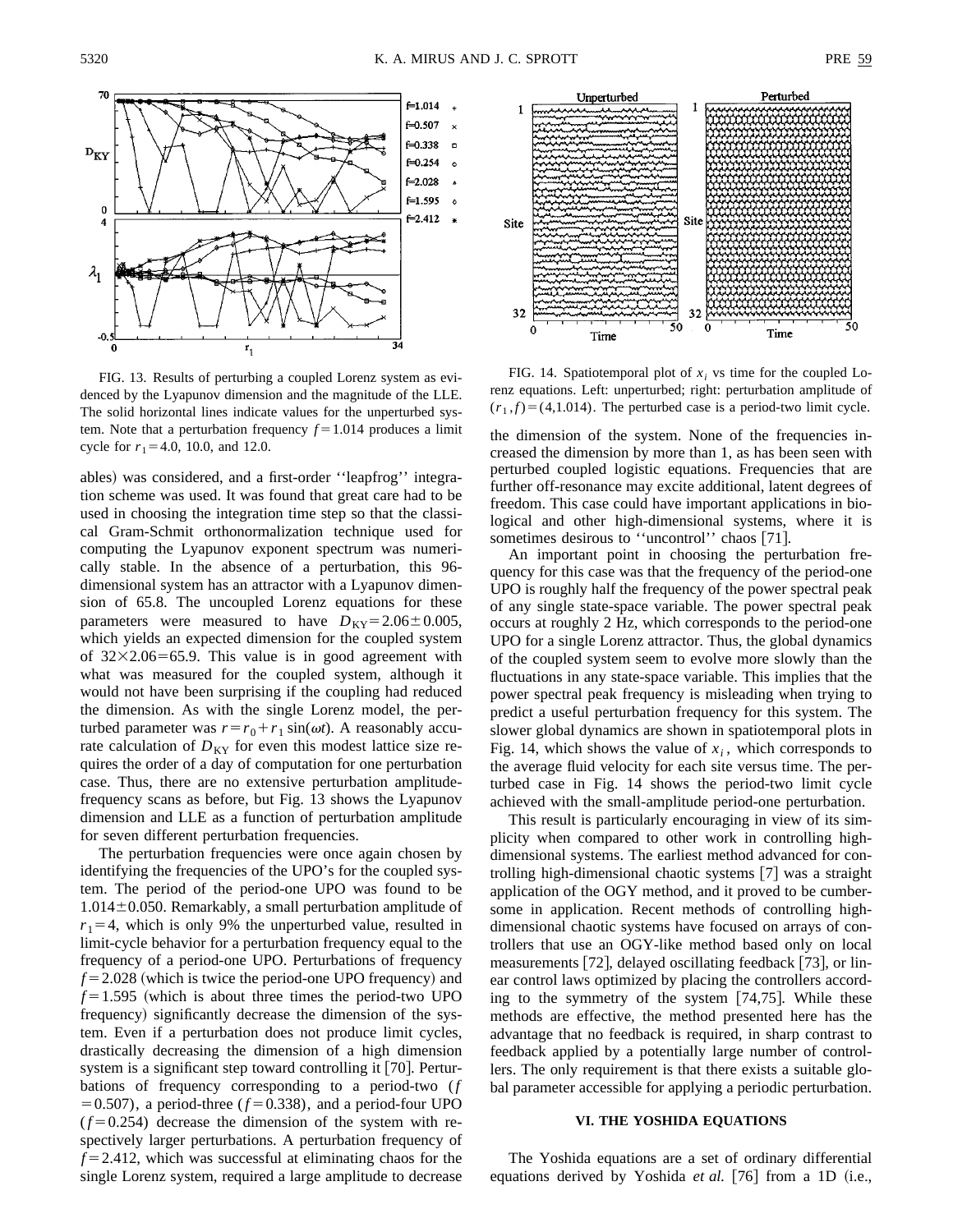FIG. 13. Results of perturbing a coupled Lorenz system as evidenced by the Lyapunov dimension and the magnitude of the LLE. The solid horizontal lines indicate values for the unperturbed system. Note that a perturbation frequency $f=1.014$ produces a limit cycle for $r_1=4.0$, 10.0, and 12.0.

ables) was considered, and a first-order ''leapfrog'' integration scheme was used. It was found that great care had to be used in choosing the integration time step so that the classical Gram-Schmit orthonormalization technique used for computing the Lyapunov exponent spectrum was numerically stable. In the absence of a perturbation, this 96-dimensional system has an attractor with a Lyapunov dimension of 65.8. The uncoupled Lorenz equations for these parameters were measured to have $D_{KY}=2.06\pm0.005$, which yields an expected dimension for the coupled system of $32\times2.06=65.9$. This value is in good agreement with what was measured for the coupled system, although it would not have been surprising if the coupling had reduced the dimension. As with the single Lorenz model, the perturbed parameter was $r=r_0+r_1\sin(\omega t)$. A reasonably accurate calculation of $D_{KY}$ for even this modest lattice size requires the order of a day of computation for one perturbation case. Thus, there are no extensive perturbation amplitude-frequency scans as before, but Fig. 13 shows the Lyapunov dimension and LLE as a function of perturbation amplitude for seven different perturbation frequencies.

The perturbation frequencies were once again chosen by identifying the frequencies of the UPO's for the coupled system. The period of the period-one UPO was found to be $1.014\pm0.050$. Remarkably, a small perturbation amplitude of $r_1=4$, which is only 9% the unperturbed value, resulted in limit-cycle behavior for a perturbation frequency equal to the frequency of a period-one UPO. Perturbations of frequency $f=2.028$ (which is twice the period-one UPO frequency) and $f=1.595$ (which is about three times the period-two UPO frequency) significantly decrease the dimension of the system. Even if a perturbation does not produce limit cycles, drastically decreasing the dimension of a high dimension system is a significant step toward controlling it [70]. Perturbations of frequency corresponding to a period-two ($f=0.507$), a period-three ($f=0.338$), and a period-four UPO ($f=0.254$) decrease the dimension of the system with respectively larger perturbations. A perturbation frequency of $f=2.412$, which was successful at eliminating chaos for the single Lorenz system, required a large amplitude to decrease the dimension of the system. None of the frequencies increased the dimension by more than 1, as has been seen with perturbed coupled logistic equations. Frequencies that are further off-resonance may excite additional, latent degrees of freedom. This case could have important applications in biological and other high-dimensional systems, where it is sometimes desirous to ''uncontrol'' chaos [71].

FIG. 14. Spatiotemporal plot of $x_i$ vs time for the coupled Lorenz equations. Left: unperturbed; right: perturbation amplitude of $(r_1,f)=(4,1.014)$. The perturbed case is a period-two limit cycle.

An important point in choosing the perturbation frequency for this case was that the frequency of the period-one UPO is roughly half the frequency of the power spectral peak of any single state-space variable. The power spectral peak occurs at roughly 2 Hz, which corresponds to the period-one UPO for a single Lorenz attractor. Thus, the global dynamics of the coupled system seem to evolve more slowly than the fluctuations in any state-space variable. This implies that the power spectral peak frequency is misleading when trying to predict a useful perturbation frequency for this system. The slower global dynamics are shown in spatiotemporal plots in Fig. 14, which shows the value of $x_i$, which corresponds to the average fluid velocity for each site versus time. The perturbed case in Fig. 14 shows the period-two limit cycle achieved with the small-amplitude period-one perturbation.

This result is particularly encouraging in view of its simplicity when compared to other work in controlling high-dimensional systems. The earliest method advanced for controlling high-dimensional chaotic systems [7] was a straight application of the OGY method, and it proved to be cumbersome in application. Recent methods of controlling high-dimensional chaotic systems have focused on arrays of controllers that use an OGY-like method based only on local measurements [72], delayed oscillating feedback [73], or linear control laws optimized by placing the controllers according to the symmetry of the system [74,75]. While these methods are effective, the method presented here has the advantage that no feedback is required, in sharp contrast to feedback applied by a potentially large number of controllers. The only requirement is that there exists a suitable global parameter accessible for applying a periodic perturbation.

## VI. THE YOSHIDA EQUATIONS

The Yoshida equations are a set of ordinary differential equations derived by Yoshida *et al.* [76] from a 1D (i.e.,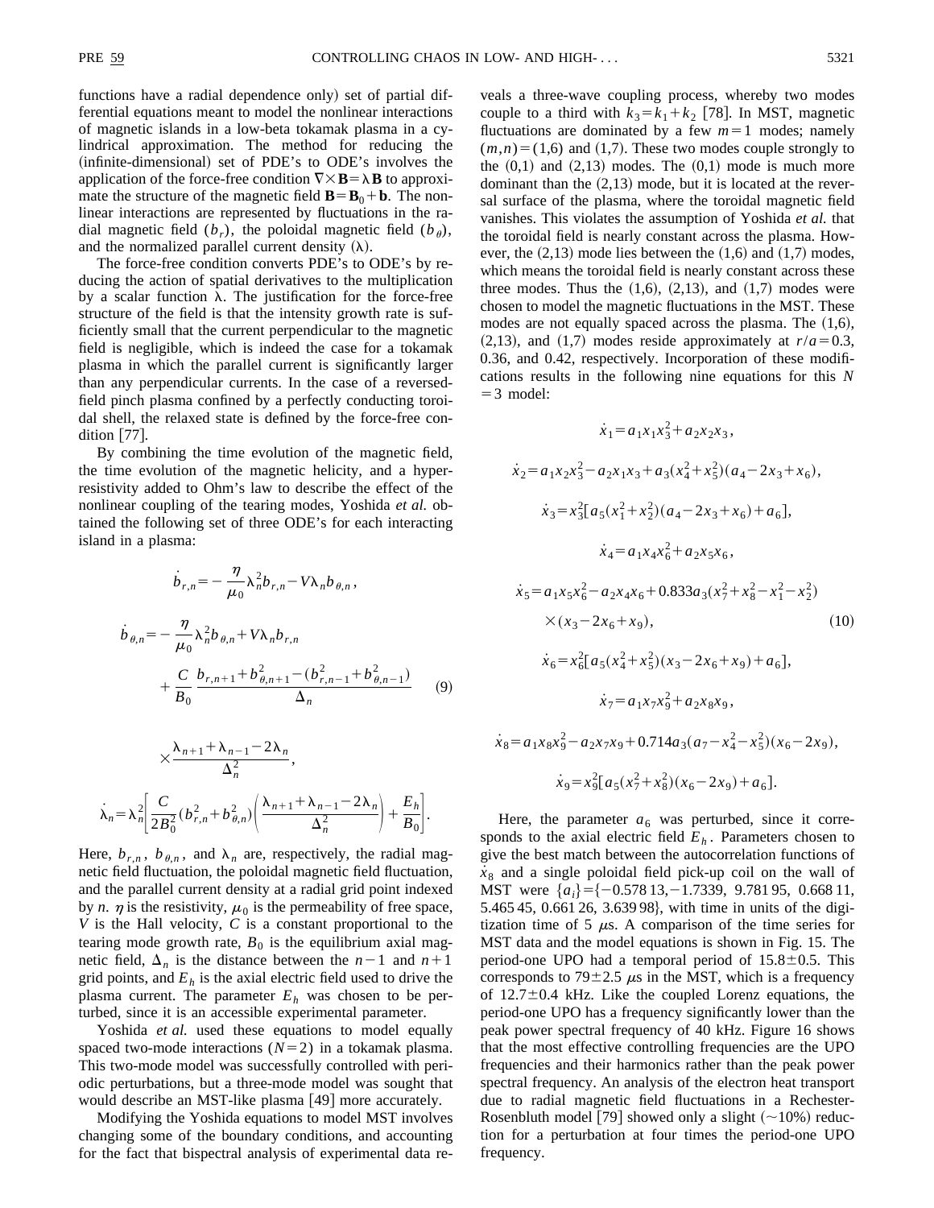functions have a radial dependence only) set of partial differential equations meant to model the nonlinear interactions of magnetic islands in a low-beta tokamak plasma in a cylindrical approximation. The method for reducing the (infinite-dimensional) set of PDE's to ODE's involves the application of the force-free condition $\nabla\times\mathbf{B}=\lambda\mathbf{B}$ to approximate the structure of the magnetic field $\mathbf{B}=\mathbf{B}_0+\mathbf{b}$. The nonlinear interactions are represented by fluctuations in the radial magnetic field ($b_r$), the poloidal magnetic field ($b_\theta$), and the normalized parallel current density ($\lambda$).

The force-free condition converts PDE's to ODE's by reducing the action of spatial derivatives to the multiplication by a scalar function $\lambda$. The justification for the force-free structure of the field is that the intensity growth rate is sufficiently small that the current perpendicular to the magnetic field is negligible, which is indeed the case for a tokamak plasma in which the parallel current is significantly larger than any perpendicular currents. In the case of a reversed-field pinch plasma confined by a perfectly conducting toroidal shell, the relaxed state is defined by the force-free condition [77].

By combining the time evolution of the magnetic field, the time evolution of the magnetic helicity, and a hyper-resistivity added to Ohm's law to describe the effect of the nonlinear coupling of the tearing modes, Yoshida *et al.* obtained the following set of three ODE's for each interacting island in a plasma:

$$
\begin{aligned}
\dot{b}_{r,n} &= -\frac{\eta}{\mu_0}\lambda_n^2 b_{r,n} - V\lambda_n b_{\theta,n},\\
\dot{b}_{\theta,n} &= -\frac{\eta}{\mu_0}\lambda_n^2 b_{\theta,n} + V\lambda_n b_{r,n} + \frac{C}{B_0}\,\frac{b_{r,n+1}+b_{\theta,n+1}^2-(b_{r,n-1}^2+b_{\theta,n-1}^2)}{\Delta_n}\\
&\quad\times\frac{\lambda_{n+1}+\lambda_{n-1}-2\lambda_n}{\Delta_n^2},\\
\dot{\lambda}_n &= \lambda_n^2\left[\frac{C}{2B_0^2}(b_{r,n}^2+b_{\theta,n}^2)\left(\frac{\lambda_{n+1}+\lambda_{n-1}-2\lambda_n}{\Delta_n^2}\right)+\frac{E_h}{B_0}\right].
\end{aligned}
\tag{9}
$$

Here, $b_{r,n}$, $b_{\theta,n}$, and $\lambda_n$ are, respectively, the radial magnetic field fluctuation, the poloidal magnetic field fluctuation, and the parallel current density at a radial grid point indexed by $n$. $\eta$ is the resistivity, $\mu_0$ is the permeability of free space, $V$ is the Hall velocity, $C$ is a constant proportional to the tearing mode growth rate, $B_0$ is the equilibrium axial magnetic field, $\Delta_n$ is the distance between the $n-1$ and $n+1$ grid points, and $E_h$ is the axial electric field used to drive the plasma current. The parameter $E_h$ was chosen to be perturbed, since it is an accessible experimental parameter.

Yoshida *et al.* used these equations to model equally spaced two-mode interactions ($N=2$) in a tokamak plasma. This two-mode model was successfully controlled with periodic perturbations, but a three-mode model was sought that would describe an MST-like plasma [49] more accurately.

Modifying the Yoshida equations to model MST involves changing some of the boundary conditions, and accounting for the fact that bispectral analysis of experimental data reveals a three-wave coupling process, whereby two modes couple to a third with $k_3=k_1+k_2$ [78]. In MST, magnetic fluctuations are dominated by a few $m=1$ modes; namely $(m,n)=(1,6)$ and $(1,7)$. These two modes couple strongly to the $(0,1)$ and $(2,13)$ modes. The $(0,1)$ mode is much more dominant than the $(2,13)$ mode, but it is located at the reversal surface of the plasma, where the toroidal magnetic field vanishes. This violates the assumption of Yoshida *et al.* that the toroidal field is nearly constant across the plasma. However, the $(2,13)$ mode lies between the $(1,6)$ and $(1,7)$ modes, which means the toroidal field is nearly constant across these three modes. Thus the $(1,6)$, $(2,13)$, and $(1,7)$ modes were chosen to model the magnetic fluctuations in the MST. These modes are not equally spaced across the plasma. The $(1,6)$, $(2,13)$, and $(1,7)$ modes reside approximately at $r/a=0.3$, 0.36, and 0.42, respectively. Incorporation of these modifications results in the following nine equations for this $N=3$ model:

$$
\begin{aligned}
\dot{x}_1 &= a_1x_1x_3^2+a_2x_2x_3,\\
\dot{x}_2 &= a_1x_2x_3^2-a_2x_1x_3+a_3(x_4^2+x_5^2)(a_4-2x_3+x_6),\\
\dot{x}_3 &= x_3^2[a_5(x_1^2+x_2^2)(a_4-2x_3+x_6)+a_6],\\
\dot{x}_4 &= a_1x_4x_6^2+a_2x_5x_6,\\
\dot{x}_5 &= a_1x_5x_6^2-a_2x_4x_6+0.833a_3(x_7^2+x_8^2-x_1^2-x_2^2)\\
&\quad\times(x_3-2x_6+x_9),\\
\dot{x}_6 &= x_6^2[a_5(x_4^2+x_5^2)(x_3-2x_6+x_9)+a_6],\\
\dot{x}_7 &= a_1x_7x_9^2+a_2x_8x_9,\\
\dot{x}_8 &= a_1x_8x_9^2-a_2x_7x_9+0.714a_3(a_7-x_4^2-x_5^2)(x_6-2x_9),\\
\dot{x}_9 &= x_9^2[a_5(x_7^2+x_8^2)(x_6-2x_9)+a_6].
\end{aligned}
\tag{10}
$$

Here, the parameter $a_6$ was perturbed, since it corresponds to the axial electric field $E_h$. Parameters chosen to give the best match between the autocorrelation functions of $\dot{x}_8$ and a single poloidal field pick-up coil on the wall of MST were $\{a_i\}=\{-0.578\,13, -1.7339, 9.781\,95, 0.668\,11, 5.465\,45, 0.661\,26, 3.639\,98\}$, with time in units of the digitization time of 5 $\mu$s. A comparison of the time series for MST data and the model equations is shown in Fig. 15. The period-one UPO had a temporal period of $15.8\pm0.5$. This corresponds to $79\pm2.5$ $\mu$s in the MST, which is a frequency of $12.7\pm0.4$ kHz. Like the coupled Lorenz equations, the period-one UPO has a frequency significantly lower than the peak power spectral frequency of 40 kHz. Figure 16 shows that the most effective controlling frequencies are the UPO frequencies and their harmonics rather than the peak power spectral frequency. An analysis of the electron heat transport due to radial magnetic field fluctuations in a Rechester-Rosenbluth model [79] showed only a slight ($\sim$10%) reduction for a perturbation at four times the period-one UPO frequency.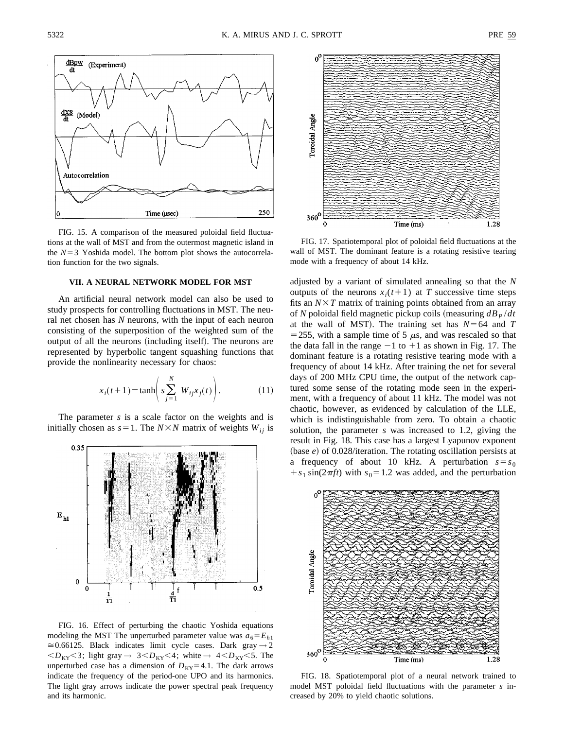FIG. 15. A comparison of the measured poloidal field fluctuations at the wall of MST and from the outermost magnetic island in the $N=3$ Yoshida model. The bottom plot shows the autocorrelation function for the two signals.

### VII. A NEURAL NETWORK MODEL FOR MST

An artificial neural network model can also be used to study prospects for controlling fluctuations in MST. The neural net chosen has $N$ neurons, with the input of each neuron consisting of the superposition of the weighted sum of the output of all the neurons (including itself). The neurons are represented by hyperbolic tangent squashing functions that provide the nonlinearity necessary for chaos:

$$x_i(t+1)=\tanh\left(s\sum_{j=1}^{N} W_{ij}x_j(t)\right). \tag{11}$$

The parameter $s$ is a scale factor on the weights and is initially chosen as $s=1$. The $N\times N$ matrix of weights $W_{ij}$ is adjusted by a variant of simulated annealing so that the $N$ outputs of the neurons $x_i(t+1)$ at $T$ successive time steps fits an $N\times T$ matrix of training points obtained from an array of $N$ poloidal field magnetic pickup coils (measuring $dB_P/dt$ at the wall of MST). The training set has $N=64$ and $T=255$, with a sample time of 5 $\mu$s, and was rescaled so that the data fall in the range $-1$ to $+1$ as shown in Fig. 17. The dominant feature is a rotating resistive tearing mode with a frequency of about 14 kHz. After training the net for several days of 200 MHz CPU time, the output of the network captured some sense of the rotating mode seen in the experiment, with a frequency of about 11 kHz. The model was not chaotic, however, as evidenced by calculation of the LLE, which is indistinguishable from zero. To obtain a chaotic solution, the parameter $s$ was increased to 1.2, giving the result in Fig. 18. This case has a largest Lyapunov exponent (base $e$) of 0.028/iteration. The rotating oscillation persists at a frequency of about 10 kHz. A perturbation $s=s_0+s_1\sin(2\pi ft)$ with $s_0=1.2$ was added, and the perturbation

FIG. 16. Effect of perturbing the chaotic Yoshida equations modeling the MST The unperturbed parameter value was $a_6=E_{h1}\cong 0.66125$. Black indicates limit cycle cases. Dark gray $\rightarrow 2<D_{\mathrm{KY}}<3$; light gray $\rightarrow$ $3<D_{\mathrm{KY}}<4$; white $\rightarrow$ $4<D_{\mathrm{KY}}<5$. The unperturbed case has a dimension of $D_{\mathrm{KY}}=4.1$. The dark arrows indicate the frequency of the period-one UPO and its harmonics. The light gray arrows indicate the power spectral peak frequency and its harmonic.

FIG. 17. Spatiotemporal plot of poloidal field fluctuations at the wall of MST. The dominant feature is a rotating resistive tearing mode with a frequency of about 14 kHz.

FIG. 18. Spatiotemporal plot of a neural network trained to model MST poloidal field fluctuations with the parameter $s$ increased by 20% to yield chaotic solutions.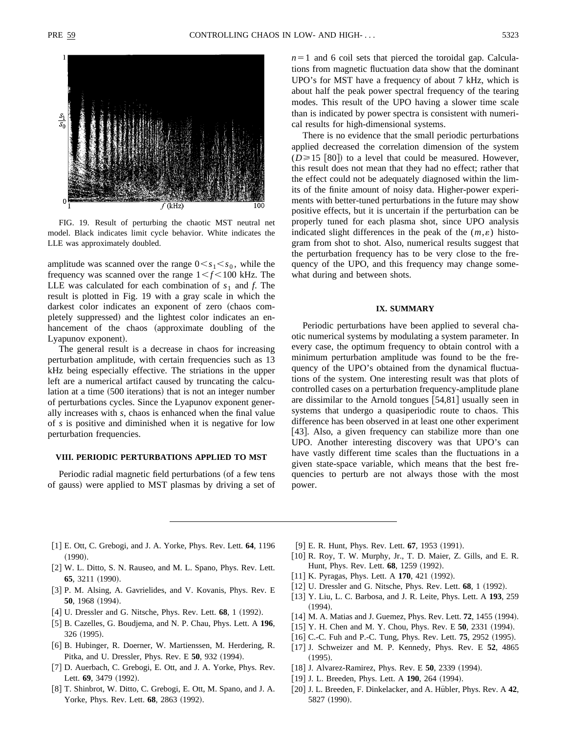FIG. 19. Result of perturbing the chaotic MST neutral net model. Black indicates limit cycle behavior. White indicates the LLE was approximately doubled.

amplitude was scanned over the range $0 < s_1 < s_0$, while the frequency was scanned over the range $1 < f < 100$ kHz. The LLE was calculated for each combination of $s_1$ and $f$. The result is plotted in Fig. 19 with a gray scale in which the darkest color indicates an exponent of zero (chaos completely suppressed) and the lightest color indicates an enhancement of the chaos (approximate doubling of the Lyapunov exponent).

The general result is a decrease in chaos for increasing perturbation amplitude, with certain frequencies such as 13 kHz being especially effective. The striations in the upper left are a numerical artifact caused by truncating the calculation at a time (500 iterations) that is not an integer number of perturbations cycles. Since the Lyapunov exponent generally increases with $s$, chaos is enhanced when the final value of $s$ is positive and diminished when it is negative for low perturbation frequencies.

### VIII. PERIODIC PERTURBATIONS APPLIED TO MST

Periodic radial magnetic field perturbations (of a few tens of gauss) were applied to MST plasmas by driving a set of $n=1$ and 6 coil sets that pierced the toroidal gap. Calculations from magnetic fluctuation data show that the dominant UPO's for MST have a frequency of about 7 kHz, which is about half the peak power spectral frequency of the tearing modes. This result of the UPO having a slower time scale than is indicated by power spectra is consistent with numerical results for high-dimensional systems.

There is no evidence that the small periodic perturbations applied decreased the correlation dimension of the system ($D \geq 15$ [80]) to a level that could be measured. However, this result does not mean that they had no effect; rather that the effect could not be adequately diagnosed within the limits of the finite amount of noisy data. Higher-power experiments with better-tuned perturbations in the future may show positive effects, but it is uncertain if the perturbation can be properly tuned for each plasma shot, since UPO analysis indicated slight differences in the peak of the $(m,\varepsilon)$ histogram from shot to shot. Also, numerical results suggest that the perturbation frequency has to be very close to the frequency of the UPO, and this frequency may change somewhat during and between shots.

### IX. SUMMARY

Periodic perturbations have been applied to several chaotic numerical systems by modulating a system parameter. In every case, the optimum frequency to obtain control with a minimum perturbation amplitude was found to be the frequency of the UPO's obtained from the dynamical fluctuations of the system. One interesting result was that plots of controlled cases on a perturbation frequency-amplitude plane are dissimilar to the Arnold tongues [54,81] usually seen in systems that undergo a quasiperiodic route to chaos. This difference has been observed in at least one other experiment [43]. Also, a given frequency can stabilize more than one UPO. Another interesting discovery was that UPO's can have vastly different time scales than the fluctuations in a given state-space variable, which means that the best frequencies to perturb are not always those with the most power.

---

[1] E. Ott, C. Grebogi, and J. A. Yorke, Phys. Rev. Lett. **64**, 1196 (1990).
[2] W. L. Ditto, S. N. Rauseo, and M. L. Spano, Phys. Rev. Lett. **65**, 3211 (1990).
[3] P. M. Alsing, A. Gavrielides, and V. Kovanis, Phys. Rev. E **50**, 1968 (1994).
[4] U. Dressler and G. Nitsche, Phys. Rev. Lett. **68**, 1 (1992).
[5] B. Cazelles, G. Boudjema, and N. P. Chau, Phys. Lett. A **196**, 326 (1995).
[6] B. Hubinger, R. Doerner, W. Martienssen, M. Herdering, R. Pitka, and U. Dressler, Phys. Rev. E **50**, 932 (1994).
[7] D. Auerbach, C. Grebogi, E. Ott, and J. A. Yorke, Phys. Rev. Lett. **69**, 3479 (1992).
[8] T. Shinbrot, W. Ditto, C. Grebogi, E. Ott, M. Spano, and J. A. Yorke, Phys. Rev. Lett. **68**, 2863 (1992).
[9] E. R. Hunt, Phys. Rev. Lett. **67**, 1953 (1991).
[10] R. Roy, T. W. Murphy, Jr., T. D. Maier, Z. Gills, and E. R. Hunt, Phys. Rev. Lett. **68**, 1259 (1992).
[11] K. Pyragas, Phys. Lett. A **170**, 421 (1992).
[12] U. Dressler and G. Nitsche, Phys. Rev. Lett. **68**, 1 (1992).
[13] Y. Liu, L. C. Barbosa, and J. R. Leite, Phys. Lett. A **193**, 259 (1994).
[14] M. A. Matias and J. Guemez, Phys. Rev. Lett. **72**, 1455 (1994).
[15] Y. H. Chen and M. Y. Chou, Phys. Rev. E **50**, 2331 (1994).
[16] C.-C. Fuh and P.-C. Tung, Phys. Rev. Lett. **75**, 2952 (1995).
[17] J. Schweizer and M. P. Kennedy, Phys. Rev. E **52**, 4865 (1995).
[18] J. Alvarez-Ramirez, Phys. Rev. E **50**, 2339 (1994).
[19] J. L. Breeden, Phys. Lett. A **190**, 264 (1994).
[20] J. L. Breeden, F. Dinkelacker, and A. Hübler, Phys. Rev. A **42**, 5827 (1990).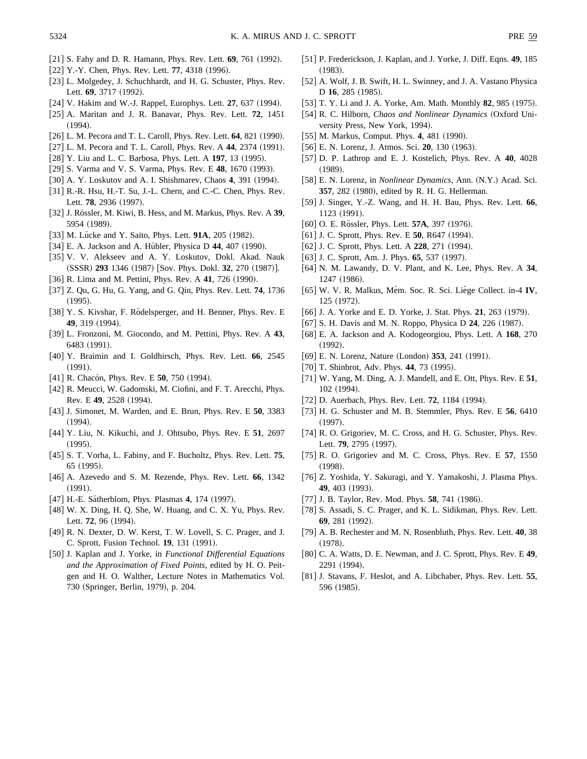[21] S. Fahy and D. R. Hamann, Phys. Rev. Lett. **69**, 761 (1992).

[22] Y.-Y. Chen, Phys. Rev. Lett. **77**, 4318 (1996).

[23] L. Molgedey, J. Schuchhardt, and H. G. Schuster, Phys. Rev. Lett. **69**, 3717 (1992).

[24] V. Hakim and W.-J. Rappel, Europhys. Lett. **27**, 637 (1994).

[25] A. Maritan and J. R. Banavar, Phys. Rev. Lett. **72**, 1451 (1994).

[26] L. M. Pecora and T. L. Caroll, Phys. Rev. Lett. **64**, 821 (1990).

[27] L. M. Pecora and T. L. Caroll, Phys. Rev. A **44**, 2374 (1991).

[28] Y. Liu and L. C. Barbosa, Phys. Lett. A **197**, 13 (1995).

[29] S. Varma and V. S. Varma, Phys. Rev. E **48**, 1670 (1993).

[30] A. Y. Loskutov and A. I. Shishmarev, Chaos **4**, 391 (1994).

[31] R.-R. Hsu, H.-T. Su, J.-L. Chern, and C.-C. Chen, Phys. Rev. Lett. **78**, 2936 (1997).

[32] J. Rössler, M. Kiwi, B. Hess, and M. Markus, Phys. Rev. A **39**, 5954 (1989).

[33] M. Lücke and Y. Saito, Phys. Lett. **91A**, 205 (1982).

[34] E. A. Jackson and A. Hübler, Physica D **44**, 407 (1990).

[35] V. V. Alekseev and A. Y. Loskutov, Dokl. Akad. Nauk (SSSR) **293** 1346 (1987) [Sov. Phys. Dokl. **32**, 270 (1987)].

[36] R. Lima and M. Pettini, Phys. Rev. A **41**, 726 (1990).

[37] Z. Qu, G. Hu, G. Yang, and G. Qin, Phys. Rev. Lett. **74**, 1736 (1995).

[38] Y. S. Kivshar, F. Rödelsperger, and H. Benner, Phys. Rev. E **49**, 319 (1994).

[39] L. Fronzoni, M. Giocondo, and M. Pettini, Phys. Rev. A **43**, 6483 (1991).

[40] Y. Braimin and I. Goldhirsch, Phys. Rev. Lett. **66**, 2545 (1991).

[41] R. Chacón, Phys. Rev. E **50**, 750 (1994).

[42] R. Meucci, W. Gadomski, M. Ciofini, and F. T. Arecchi, Phys. Rev. E **49**, 2528 (1994).

[43] J. Simonet, M. Warden, and E. Brun, Phys. Rev. E **50**, 3383 (1994).

[44] Y. Liu, N. Kikuchi, and J. Ohtsubo, Phys. Rev. E **51**, 2697 (1995).

[45] S. T. Vorha, L. Fabiny, and F. Bucholtz, Phys. Rev. Lett. **75**, 65 (1995).

[46] A. Azevedo and S. M. Rezende, Phys. Rev. Lett. **66**, 1342 (1991).

[47] H.-E. Sätherblom, Phys. Plasmas **4**, 174 (1997).

[48] W. X. Ding, H. Q. She, W. Huang, and C. X. Yu, Phys. Rev. Lett. **72**, 96 (1994).

[49] R. N. Dexter, D. W. Kerst, T. W. Lovell, S. C. Prager, and J. C. Sprott, Fusion Technol. **19**, 131 (1991).

[50] J. Kaplan and J. Yorke, in *Functional Differential Equations and the Approximation of Fixed Points*, edited by H. O. Peitgen and H. O. Walther, Lecture Notes in Mathematics Vol. 730 (Springer, Berlin, 1979), p. 204.

[51] P. Frederickson, J. Kaplan, and J. Yorke, J. Diff. Eqns. **49**, 185 (1983).

[52] A. Wolf, J. B. Swift, H. L. Swinney, and J. A. Vastano Physica D **16**, 285 (1985).

[53] T. Y. Li and J. A. Yorke, Am. Math. Monthly **82**, 985 (1975).

[54] R. C. Hilborn, *Chaos and Nonlinear Dynamics* (Oxford University Press, New York, 1994).

[55] M. Markus, Comput. Phys. **4**, 481 (1990).

[56] E. N. Lorenz, J. Atmos. Sci. **20**, 130 (1963).

[57] D. P. Lathrop and E. J. Kostelich, Phys. Rev. A **40**, 4028 (1989).

[58] E. N. Lorenz, in *Nonlinear Dynamics*, Ann. (N.Y.) Acad. Sci. **357**, 282 (1980), edited by R. H. G. Hellerman.

[59] J. Singer, Y.-Z. Wang, and H. H. Bau, Phys. Rev. Lett. **66**, 1123 (1991).

[60] O. E. Rössler, Phys. Lett. **57A**, 397 (1976).

[61] J. C. Sprott, Phys. Rev. E **50**, R647 (1994).

[62] J. C. Sprott, Phys. Lett. A **228**, 271 (1994).

[63] J. C. Sprott, Am. J. Phys. **65**, 537 (1997).

[64] N. M. Lawandy, D. V. Plant, and K. Lee, Phys. Rev. A **34**, 1247 (1986).

[65] W. V. R. Malkus, Mèm. Soc. R. Sci. Liège Collect. in-4 **IV**, 125 (1972).

[66] J. A. Yorke and E. D. Yorke, J. Stat. Phys. **21**, 263 (1979).

[67] S. H. Davis and M. N. Roppo, Physica D **24**, 226 (1987).

[68] E. A. Jackson and A. Kodogeorgiou, Phys. Lett. A **168**, 270 (1992).

[69] E. N. Lorenz, Nature (London) **353**, 241 (1991).

[70] T. Shinbrot, Adv. Phys. **44**, 73 (1995).

[71] W. Yang, M. Ding, A. J. Mandell, and E. Ott, Phys. Rev. E **51**, 102 (1994).

[72] D. Auerbach, Phys. Rev. Lett. **72**, 1184 (1994).

[73] H. G. Schuster and M. B. Stemmler, Phys. Rev. E **56**, 6410 (1997).

[74] R. O. Grigoriev, M. C. Cross, and H. G. Schuster, Phys. Rev. Lett. **79**, 2795 (1997).

[75] R. O. Grigoriev and M. C. Cross, Phys. Rev. E **57**, 1550 (1998).

[76] Z. Yoshida, Y. Sakuragi, and Y. Yamakoshi, J. Plasma Phys. **49**, 403 (1993).

[77] J. B. Taylor, Rev. Mod. Phys. **58**, 741 (1986).

[78] S. Assadi, S. C. Prager, and K. L. Sidikman, Phys. Rev. Lett. **69**, 281 (1992).

[79] A. B. Rechester and M. N. Rosenbluth, Phys. Rev. Lett. **40**, 38 (1978).

[80] C. A. Watts, D. E. Newman, and J. C. Sprott, Phys. Rev. E **49**, 2291 (1994).

[81] J. Stavans, F. Heslot, and A. Libchaber, Phys. Rev. Lett. **55**, 596 (1985).